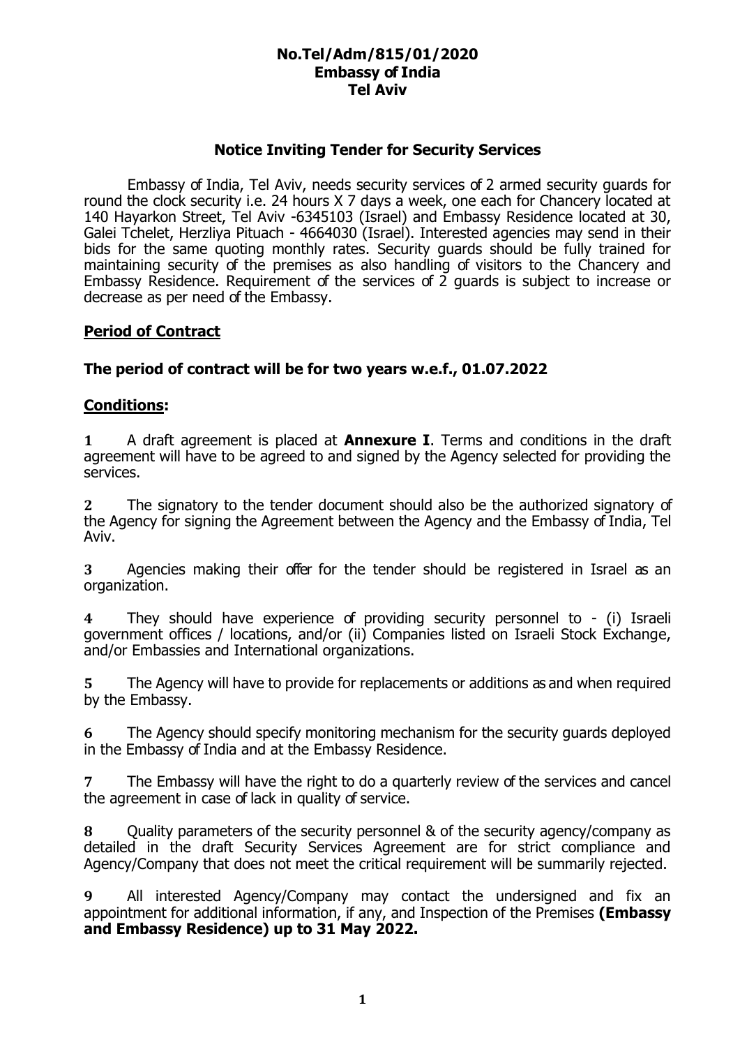**No.Tel/Adm/815/01/2020**
**Embassy of India**
**Tel Aviv**

## Notice Inviting Tender for Security Services

Embassy of India, Tel Aviv, needs security services of 2 armed security guards for round the clock security i.e. 24 hours X 7 days a week, one each for Chancery located at 140 Hayarkon Street, Tel Aviv -6345103 (Israel) and Embassy Residence located at 30, Galei Tchelet, Herzliya Pituach - 4664030 (Israel). Interested agencies may send in their bids for the same quoting monthly rates. Security guards should be fully trained for maintaining security of the premises as also handling of visitors to the Chancery and Embassy Residence. Requirement of the services of 2 guards is subject to increase or decrease as per need of the Embassy.

### Period of Contract

**The period of contract will be for two years w.e.f., 01.07.2022**

### Conditions:

**1** A draft agreement is placed at **Annexure I**. Terms and conditions in the draft agreement will have to be agreed to and signed by the Agency selected for providing the services.

**2** The signatory to the tender document should also be the authorized signatory of the Agency for signing the Agreement between the Agency and the Embassy of India, Tel Aviv.

**3** Agencies making their offer for the tender should be registered in Israel as an organization.

**4** They should have experience of providing security personnel to - (i) Israeli government offices / locations, and/or (ii) Companies listed on Israeli Stock Exchange, and/or Embassies and International organizations.

**5** The Agency will have to provide for replacements or additions as and when required by the Embassy.

**6** The Agency should specify monitoring mechanism for the security guards deployed in the Embassy of India and at the Embassy Residence.

**7** The Embassy will have the right to do a quarterly review of the services and cancel the agreement in case of lack in quality of service.

**8** Quality parameters of the security personnel & of the security agency/company as detailed in the draft Security Services Agreement are for strict compliance and Agency/Company that does not meet the critical requirement will be summarily rejected.

**9** All interested Agency/Company may contact the undersigned and fix an appointment for additional information, if any, and Inspection of the Premises **(Embassy and Embassy Residence) up to 31 May 2022.**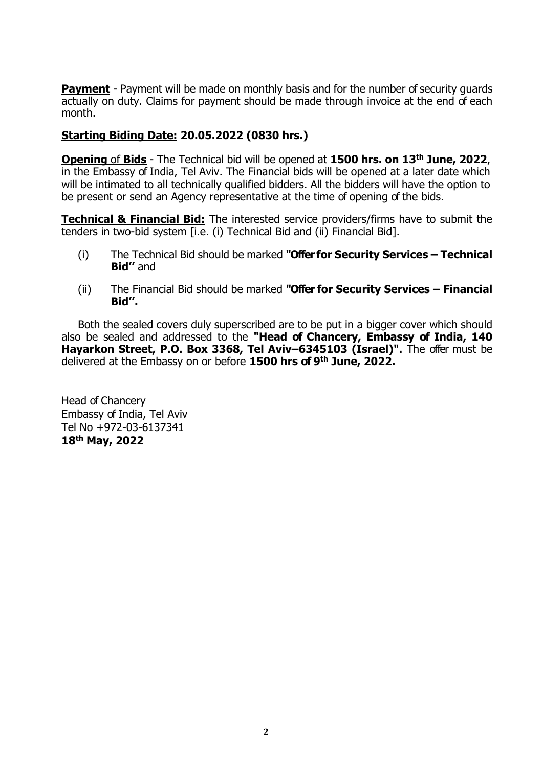**Payment** - Payment will be made on monthly basis and for the number of security guards actually on duty. Claims for payment should be made through invoice at the end of each month.

**Starting Biding Date: 20.05.2022 (0830 hrs.)**

**Opening** of **Bids** - The Technical bid will be opened at **1500 hrs. on 13th June, 2022**, in the Embassy of India, Tel Aviv. The Financial bids will be opened at a later date which will be intimated to all technically qualified bidders. All the bidders will have the option to be present or send an Agency representative at the time of opening of the bids.

**Technical & Financial Bid:** The interested service providers/firms have to submit the tenders in two-bid system [i.e. (i) Technical Bid and (ii) Financial Bid].

(i) The Technical Bid should be marked **"Offer for Security Services – Technical Bid''** and

(ii) The Financial Bid should be marked **"Offer for Security Services – Financial Bid''.**

Both the sealed covers duly superscribed are to be put in a bigger cover which should also be sealed and addressed to the **"Head of Chancery, Embassy of India, 140 Hayarkon Street, P.O. Box 3368, Tel Aviv–6345103 (Israel)".** The offer must be delivered at the Embassy on or before **1500 hrs of 9th June, 2022.**

Head of Chancery
Embassy of India, Tel Aviv
Tel No +972-03-6137341
**18th May, 2022**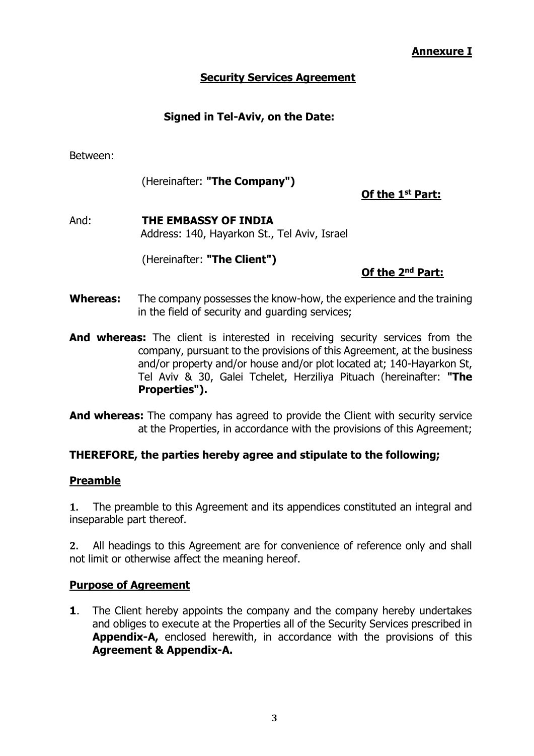**Annexure I**

## Security Services Agreement

**Signed in Tel-Aviv, on the Date:**

Between:

(Hereinafter: **"The Company")**

**Of the 1st Part:**

And: **THE EMBASSY OF INDIA**
Address: 140, Hayarkon St., Tel Aviv, Israel

(Hereinafter: **"The Client")**

**Of the 2nd Part:**

**Whereas:** The company possesses the know-how, the experience and the training in the field of security and guarding services;

**And whereas:** The client is interested in receiving security services from the company, pursuant to the provisions of this Agreement, at the business and/or property and/or house and/or plot located at; 140-Hayarkon St, Tel Aviv & 30, Galei Tchelet, Herziliya Pituach (hereinafter: **"The Properties").**

**And whereas:** The company has agreed to provide the Client with security service at the Properties, in accordance with the provisions of this Agreement;

**THEREFORE, the parties hereby agree and stipulate to the following;**

### Preamble

1. The preamble to this Agreement and its appendices constituted an integral and inseparable part thereof.

2. All headings to this Agreement are for convenience of reference only and shall not limit or otherwise affect the meaning hereof.

### Purpose of Agreement

**1**. The Client hereby appoints the company and the company hereby undertakes and obliges to execute at the Properties all of the Security Services prescribed in **Appendix-A,** enclosed herewith, in accordance with the provisions of this **Agreement & Appendix-A.**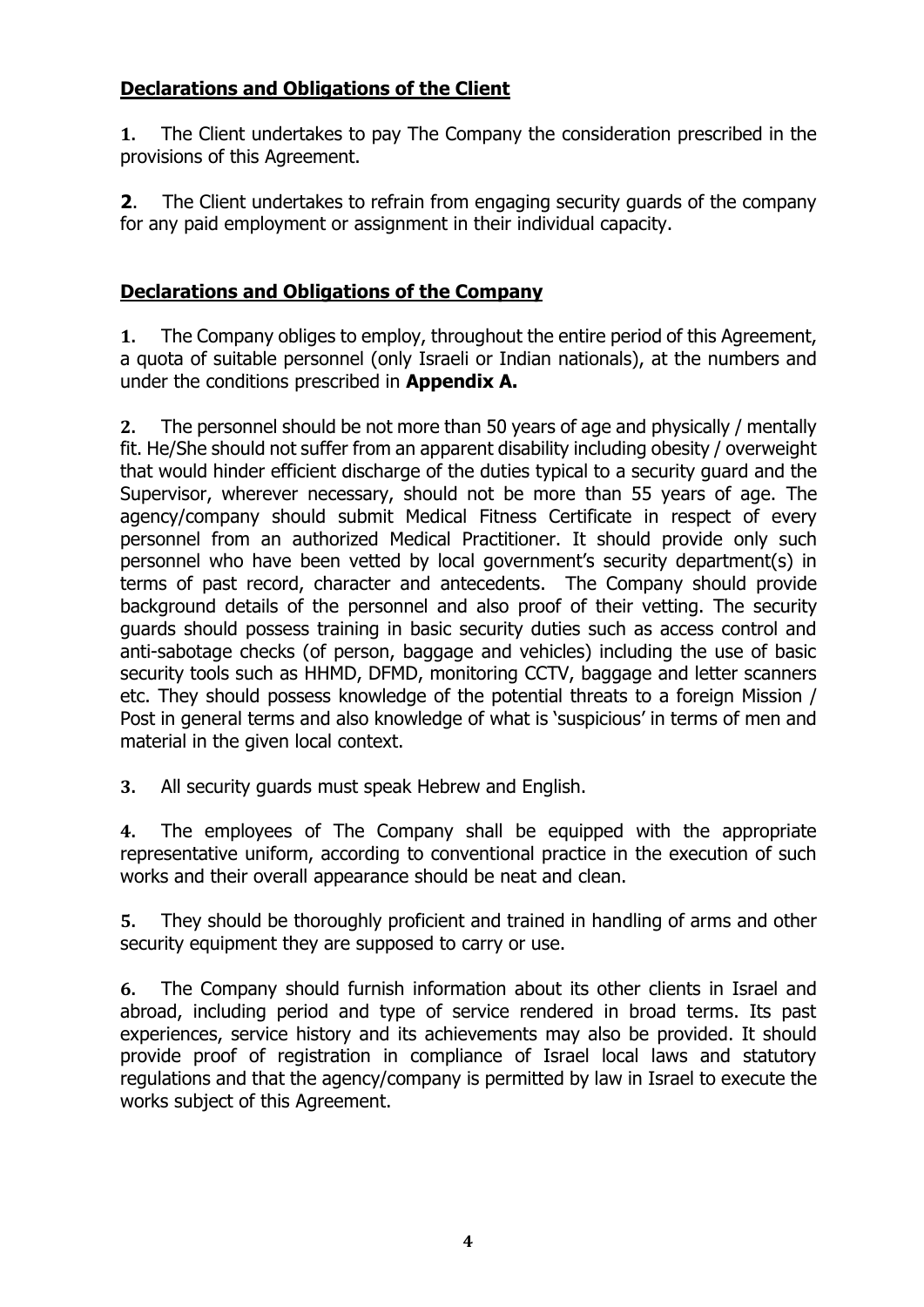**Declarations and Obligations of the Client**

**1.** The Client undertakes to pay The Company the consideration prescribed in the provisions of this Agreement.

**2**. The Client undertakes to refrain from engaging security guards of the company for any paid employment or assignment in their individual capacity.

**Declarations and Obligations of the Company**

**1.** The Company obliges to employ, throughout the entire period of this Agreement, a quota of suitable personnel (only Israeli or Indian nationals), at the numbers and under the conditions prescribed in **Appendix A.**

**2.** The personnel should be not more than 50 years of age and physically / mentally fit. He/She should not suffer from an apparent disability including obesity / overweight that would hinder efficient discharge of the duties typical to a security guard and the Supervisor, wherever necessary, should not be more than 55 years of age. The agency/company should submit Medical Fitness Certificate in respect of every personnel from an authorized Medical Practitioner. It should provide only such personnel who have been vetted by local government's security department(s) in terms of past record, character and antecedents. The Company should provide background details of the personnel and also proof of their vetting. The security guards should possess training in basic security duties such as access control and anti-sabotage checks (of person, baggage and vehicles) including the use of basic security tools such as HHMD, DFMD, monitoring CCTV, baggage and letter scanners etc. They should possess knowledge of the potential threats to a foreign Mission / Post in general terms and also knowledge of what is 'suspicious' in terms of men and material in the given local context.

**3.** All security guards must speak Hebrew and English.

**4.** The employees of The Company shall be equipped with the appropriate representative uniform, according to conventional practice in the execution of such works and their overall appearance should be neat and clean.

**5.** They should be thoroughly proficient and trained in handling of arms and other security equipment they are supposed to carry or use.

**6.** The Company should furnish information about its other clients in Israel and abroad, including period and type of service rendered in broad terms. Its past experiences, service history and its achievements may also be provided. It should provide proof of registration in compliance of Israel local laws and statutory regulations and that the agency/company is permitted by law in Israel to execute the works subject of this Agreement.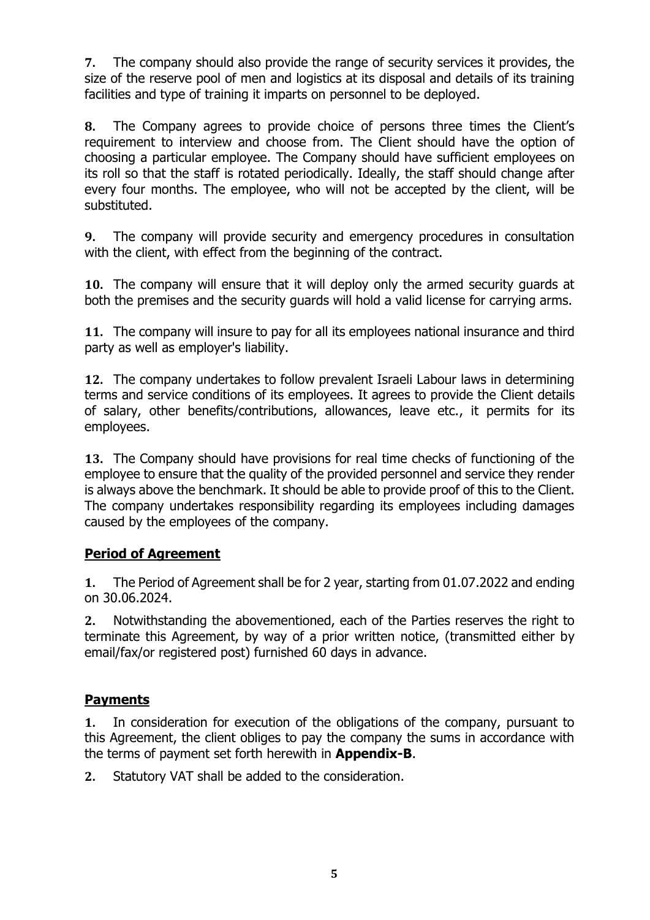**7.** The company should also provide the range of security services it provides, the size of the reserve pool of men and logistics at its disposal and details of its training facilities and type of training it imparts on personnel to be deployed.

**8.** The Company agrees to provide choice of persons three times the Client's requirement to interview and choose from. The Client should have the option of choosing a particular employee. The Company should have sufficient employees on its roll so that the staff is rotated periodically. Ideally, the staff should change after every four months. The employee, who will not be accepted by the client, will be substituted.

**9.** The company will provide security and emergency procedures in consultation with the client, with effect from the beginning of the contract.

**10.** The company will ensure that it will deploy only the armed security guards at both the premises and the security guards will hold a valid license for carrying arms.

**11.** The company will insure to pay for all its employees national insurance and third party as well as employer's liability.

**12.** The company undertakes to follow prevalent Israeli Labour laws in determining terms and service conditions of its employees. It agrees to provide the Client details of salary, other benefits/contributions, allowances, leave etc., it permits for its employees.

**13.** The Company should have provisions for real time checks of functioning of the employee to ensure that the quality of the provided personnel and service they render is always above the benchmark. It should be able to provide proof of this to the Client. The company undertakes responsibility regarding its employees including damages caused by the employees of the company.

## Period of Agreement

**1.** The Period of Agreement shall be for 2 year, starting from 01.07.2022 and ending on 30.06.2024.

**2.** Notwithstanding the abovementioned, each of the Parties reserves the right to terminate this Agreement, by way of a prior written notice, (transmitted either by email/fax/or registered post) furnished 60 days in advance.

## Payments

**1.** In consideration for execution of the obligations of the company, pursuant to this Agreement, the client obliges to pay the company the sums in accordance with the terms of payment set forth herewith in **Appendix-B**.

**2.** Statutory VAT shall be added to the consideration.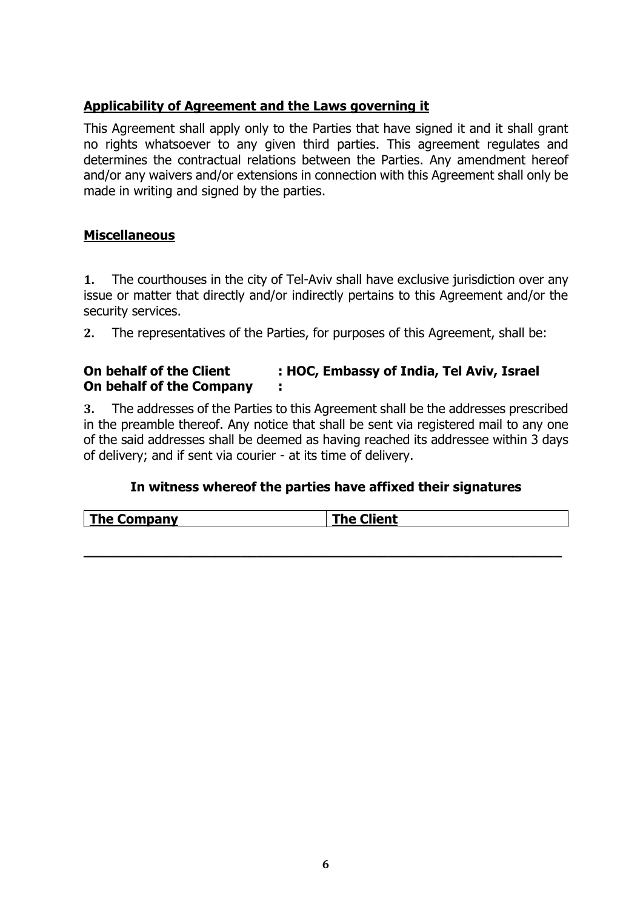**Applicability of Agreement and the Laws governing it**

This Agreement shall apply only to the Parties that have signed it and it shall grant no rights whatsoever to any given third parties. This agreement regulates and determines the contractual relations between the Parties. Any amendment hereof and/or any waivers and/or extensions in connection with this Agreement shall only be made in writing and signed by the parties.

**Miscellaneous**

1. The courthouses in the city of Tel-Aviv shall have exclusive jurisdiction over any issue or matter that directly and/or indirectly pertains to this Agreement and/or the security services.

2. The representatives of the Parties, for purposes of this Agreement, shall be:

**On behalf of the Client : HOC, Embassy of India, Tel Aviv, Israel**
**On behalf of the Company :**

3. The addresses of the Parties to this Agreement shall be the addresses prescribed in the preamble thereof. Any notice that shall be sent via registered mail to any one of the said addresses shall be deemed as having reached its addressee within 3 days of delivery; and if sent via courier - at its time of delivery.

**In witness whereof the parties have affixed their signatures**

| The Company | The Client |
| --- | --- |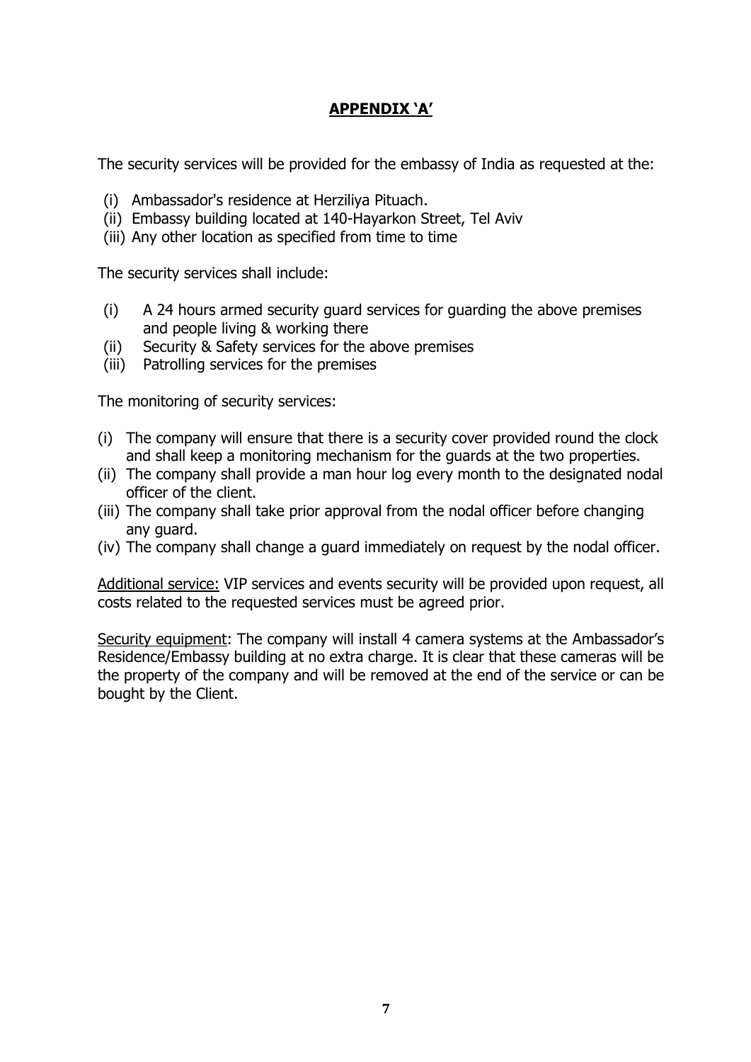## **APPENDIX 'A'**

The security services will be provided for the embassy of India as requested at the:

- (i) Ambassador's residence at Herziliya Pituach.
- (ii) Embassy building located at 140-Hayarkon Street, Tel Aviv
- (iii) Any other location as specified from time to time

The security services shall include:

- (i) A 24 hours armed security guard services for guarding the above premises and people living & working there
- (ii) Security & Safety services for the above premises
- (iii) Patrolling services for the premises

The monitoring of security services:

- (i) The company will ensure that there is a security cover provided round the clock and shall keep a monitoring mechanism for the guards at the two properties.
- (ii) The company shall provide a man hour log every month to the designated nodal officer of the client.
- (iii) The company shall take prior approval from the nodal officer before changing any guard.
- (iv) The company shall change a guard immediately on request by the nodal officer.

<u>Additional service:</u> VIP services and events security will be provided upon request, all costs related to the requested services must be agreed prior.

<u>Security equipment</u>: The company will install 4 camera systems at the Ambassador's Residence/Embassy building at no extra charge. It is clear that these cameras will be the property of the company and will be removed at the end of the service or can be bought by the Client.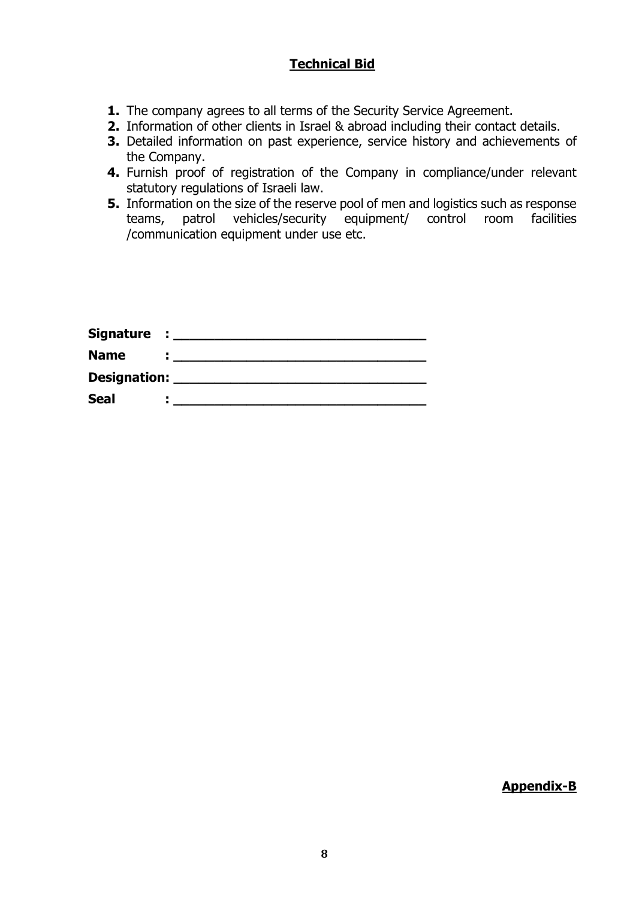**<u>Technical Bid</u>**

1. The company agrees to all terms of the Security Service Agreement.
2. Information of other clients in Israel & abroad including their contact details.
3. Detailed information on past experience, service history and achievements of the Company.
4. Furnish proof of registration of the Company in compliance/under relevant statutory regulations of Israeli law.
5. Information on the size of the reserve pool of men and logistics such as response teams, patrol vehicles/security equipment/ control room facilities /communication equipment under use etc.

**Signature :** ________________________________

**Name :** ________________________________

**Designation:** ________________________________

**Seal :** ________________________________

**<u>Appendix-B</u>**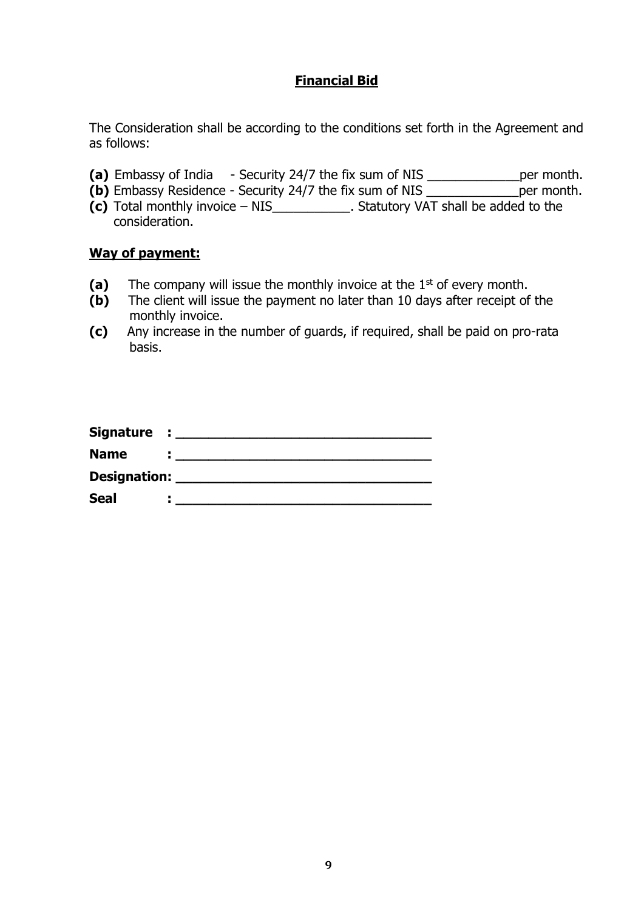## **Financial Bid**

The Consideration shall be according to the conditions set forth in the Agreement and as follows:

**(a)** Embassy of India - Security 24/7 the fix sum of NIS _____________per month.
**(b)** Embassy Residence - Security 24/7 the fix sum of NIS _____________per month.
**(c)** Total monthly invoice – NIS___________. Statutory VAT shall be added to the consideration.

**Way of payment:**

**(a)** The company will issue the monthly invoice at the 1st of every month.
**(b)** The client will issue the payment no later than 10 days after receipt of the monthly invoice.
**(c)** Any increase in the number of guards, if required, shall be paid on pro-rata basis.

**Signature :** _______________________________

**Name :** _______________________________

**Designation:** _______________________________

**Seal :** _______________________________